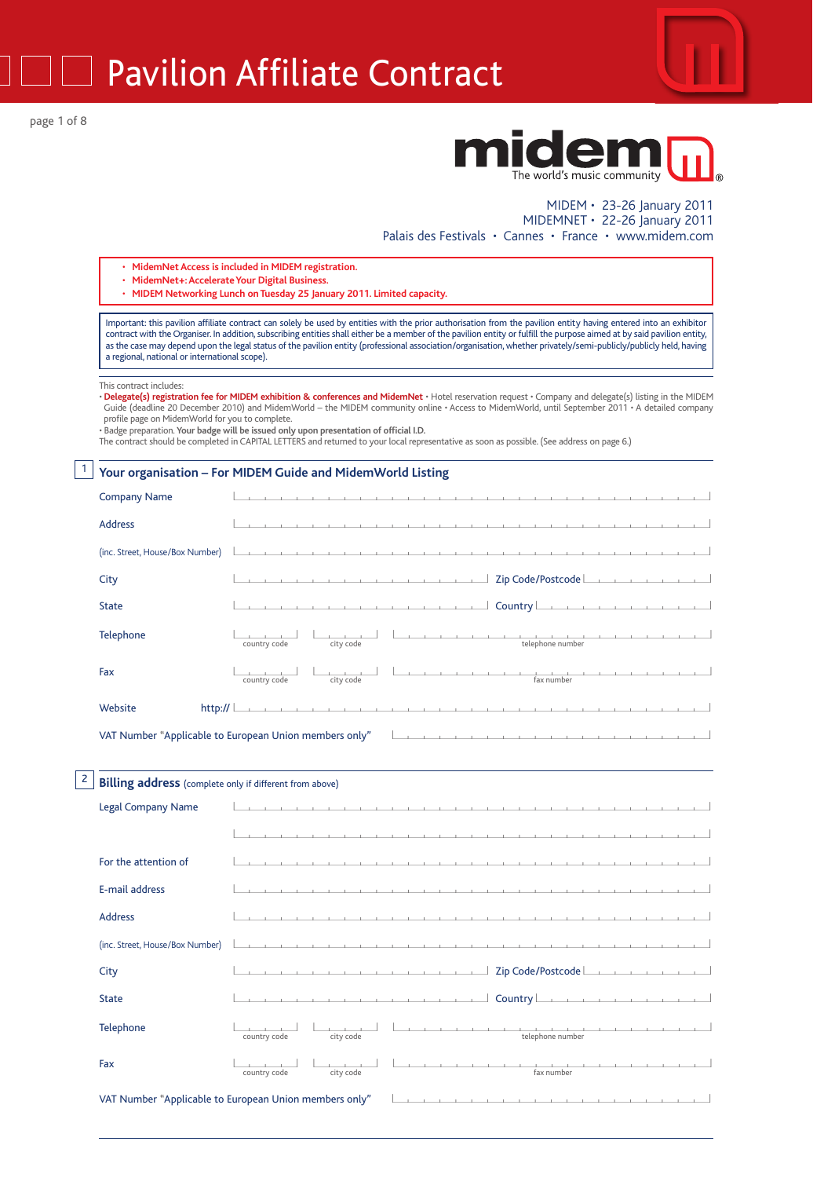# Pavilion Affiliate Contract

**midem**
The world's music community

MIDEM • 23-26 January 2011
MIDEMNET • 22-26 January 2011
Palais des Festivals • Cannes • France • www.midem.com

- **MidemNet Access is included in MIDEM registration.**
- **MidemNet+: Accelerate Your Digital Business.**
- **MIDEM Networking Lunch on Tuesday 25 January 2011. Limited capacity.**

Important: this pavilion affiliate contract can solely be used by entities with the prior authorisation from the pavilion entity having entered into an exhibitor contract with the Organiser. In addition, subscribing entities shall either be a member of the pavilion entity or fulfill the purpose aimed at by said pavilion entity, as the case may depend upon the legal status of the pavilion entity (professional association/organisation, whether privately/semi-publicly/publicly held, having a regional, national or international scope).

This contract includes:
• **Delegate(s) registration fee for MIDEM exhibition & conferences and MidemNet** • Hotel reservation request • Company and delegate(s) listing in the MIDEM Guide (deadline 20 December 2010) and MidemWorld – the MIDEM community online • Access to MidemWorld, until September 2011 • A detailed company profile page on MidemWorld for you to complete.
• Badge preparation. **Your badge will be issued only upon presentation of official I.D.**
The contract should be completed in CAPITAL LETTERS and returned to your local representative as soon as possible. (See address on page 6.)

## 1 Your organisation – For MIDEM Guide and MidemWorld Listing

Company Name ______________________

Address ______________________

(inc. Street, House/Box Number) ______________________

City ______________________ Zip Code/Postcode ______________________

State ______________________ Country ______________________

Telephone ________ country code ________ city code ______________ telephone number

Fax ________ country code ________ city code ______________ fax number

Website http:// ______________________

VAT Number "Applicable to European Union members only" ______________________

## 2 Billing address (complete only if different from above)

Legal Company Name ______________________

______________________

For the attention of ______________________

E-mail address ______________________

Address ______________________

(inc. Street, House/Box Number) ______________________

City ______________________ Zip Code/Postcode ______________________

State ______________________ Country ______________________

Telephone ________ country code ________ city code ______________ telephone number

Fax ________ country code ________ city code ______________ fax number

VAT Number "Applicable to European Union members only" ______________________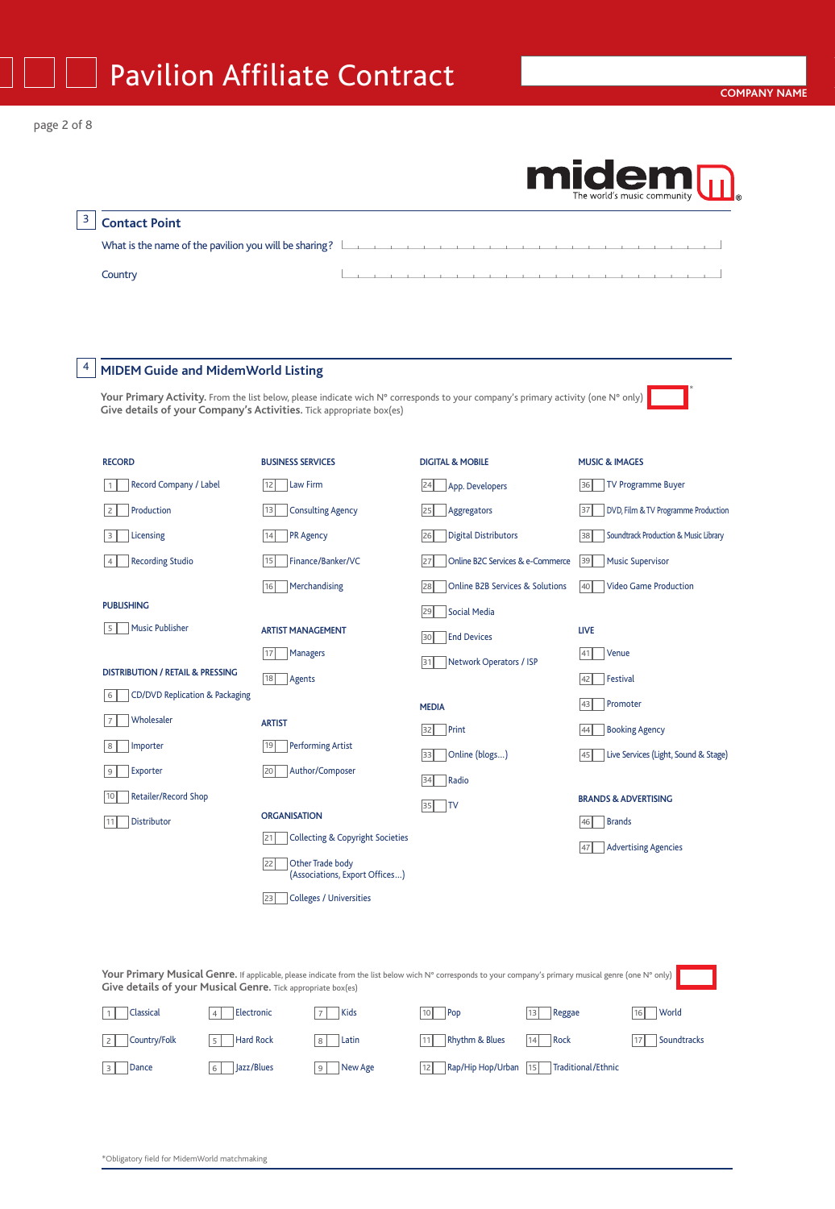# Pavilion Affiliate Contract

COMPANY NAME

midem — The world's music community

## 3 Contact Point

What is the name of the pavilion you will be sharing? \_\_\_\_\_\_\_\_\_\_\_\_\_\_\_\_\_\_\_\_

Country \_\_\_\_\_\_\_\_\_\_\_\_\_\_\_\_\_\_\_\_

## 4 MIDEM Guide and MidemWorld Listing

**Your Primary Activity.** From the list below, please indicate wich N° corresponds to your company's primary activity (one N° only) [ ]*
**Give details of your Company's Activities.** Tick appropriate box(es)

**RECORD**
- 1 Record Company / Label
- 2 Production
- 3 Licensing
- 4 Recording Studio

**PUBLISHING**
- 5 Music Publisher

**DISTRIBUTION / RETAIL & PRESSING**
- 6 CD/DVD Replication & Packaging
- 7 Wholesaler
- 8 Importer
- 9 Exporter
- 10 Retailer/Record Shop
- 11 Distributor

**BUSINESS SERVICES**
- 12 Law Firm
- 13 Consulting Agency
- 14 PR Agency
- 15 Finance/Banker/VC
- 16 Merchandising

**ARTIST MANAGEMENT**
- 17 Managers
- 18 Agents

**ARTIST**
- 19 Performing Artist
- 20 Author/Composer

**ORGANISATION**
- 21 Collecting & Copyright Societies
- 22 Other Trade body (Associations, Export Offices...)
- 23 Colleges / Universities

**DIGITAL & MOBILE**
- 24 App. Developers
- 25 Aggregators
- 26 Digital Distributors
- 27 Online B2C Services & e-Commerce
- 28 Online B2B Services & Solutions
- 29 Social Media
- 30 End Devices
- 31 Network Operators / ISP

**MEDIA**
- 32 Print
- 33 Online (blogs...)
- 34 Radio
- 35 TV

**MUSIC & IMAGES**
- 36 TV Programme Buyer
- 37 DVD, Film & TV Programme Production
- 38 Soundtrack Production & Music Library
- 39 Music Supervisor
- 40 Video Game Production

**LIVE**
- 41 Venue
- 42 Festival
- 43 Promoter
- 44 Booking Agency
- 45 Live Services (Light, Sound & Stage)

**BRANDS & ADVERTISING**
- 46 Brands
- 47 Advertising Agencies

**Your Primary Musical Genre.** If applicable, please indicate from the list below wich N° corresponds to your company's primary musical genre (one N° only) [ ]
**Give details of your Musical Genre.** Tick appropriate box(es)

| | | | | | |
|---|---|---|---|---|---|
| 1 Classical | 4 Electronic | 7 Kids | 10 Pop | 13 Reggae | 16 World |
| 2 Country/Folk | 5 Hard Rock | 8 Latin | 11 Rhythm & Blues | 14 Rock | 17 Soundtracks |
| 3 Dance | 6 Jazz/Blues | 9 New Age | 12 Rap/Hip Hop/Urban | 15 Traditional/Ethnic | |

*Obligatory field for MidemWorld matchmaking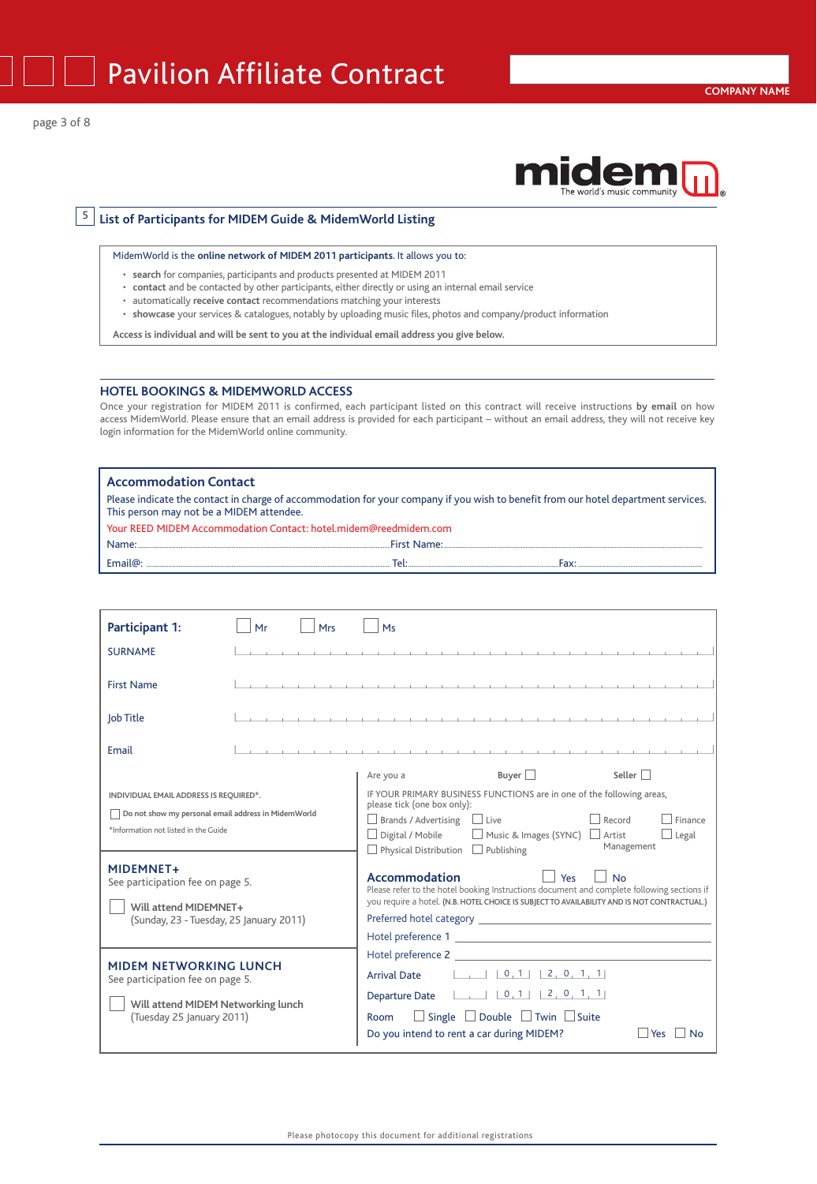# Pavilion Affiliate Contract

COMPANY NAME

midem — The world's music community

## 5 List of Participants for MIDEM Guide & MidemWorld Listing

MidemWorld is the **online network of MIDEM 2011 participants**. It allows you to:

- **search** for companies, participants and products presented at MIDEM 2011
- **contact** and be contacted by other participants, either directly or using an internal email service
- automatically **receive contact** recommendations matching your interests
- **showcase** your services & catalogues, notably by uploading music files, photos and company/product information

**Access is individual and will be sent to you at the individual email address you give below.**

### HOTEL BOOKINGS & MIDEMWORLD ACCESS

Once your registration for MIDEM 2011 is confirmed, each participant listed on this contract will receive instructions **by email** on how access MidemWorld. Please ensure that an email address is provided for each participant – without an email address, they will not receive key login information for the MidemWorld online community.

### Accommodation Contact

Please indicate the contact in charge of accommodation for your company if you wish to benefit from our hotel department services. This person may not be a MIDEM attendee.

Your REED MIDEM Accommodation Contact: hotel.midem@reedmidem.com

Name: .................................................. First Name: ..................................................

Email@: .................................................. Tel: .................................. Fax: ..................................

### Participant 1:

☐ Mr ☐ Mrs ☐ Ms

SURNAME ______________________________

First Name ______________________________

Job Title ______________________________

Email ______________________________

INDIVIDUAL EMAIL ADDRESS IS REQUIRED*.

☐ Do not show my personal email address in MidemWorld

*Information not listed in the Guide

Are you a Buyer ☐ Seller ☐

IF YOUR PRIMARY BUSINESS FUNCTIONS are in one of the following areas, please tick (one box only):

☐ Brands / Advertising ☐ Live ☐ Record ☐ Finance
☐ Digital / Mobile ☐ Music & Images (SYNC) ☐ Artist Management ☐ Legal
☐ Physical Distribution ☐ Publishing

**MIDEMNET+**

See participation fee on page 5.

☐ Will attend MIDEMNET+
(Sunday, 23 - Tuesday, 25 January 2011)

**MIDEM NETWORKING LUNCH**

See participation fee on page 5.

☐ Will attend MIDEM Networking lunch
(Tuesday 25 January 2011)

**Accommodation** ☐ Yes ☐ No

Please refer to the hotel booking Instructions document and complete following sections if you require a hotel. (N.B. HOTEL CHOICE IS SUBJECT TO AVAILABILITY AND IS NOT CONTRACTUAL.)

Preferred hotel category ______________________________

Hotel preference 1 ______________________________

Hotel preference 2 ______________________________

Arrival Date __ | 0 1 | 2 0 1 1

Departure Date __ | 0 1 | 2 0 1 1

Room ☐ Single ☐ Double ☐ Twin ☐ Suite

Do you intend to rent a car during MIDEM? ☐ Yes ☐ No

Please photocopy this document for additional registrations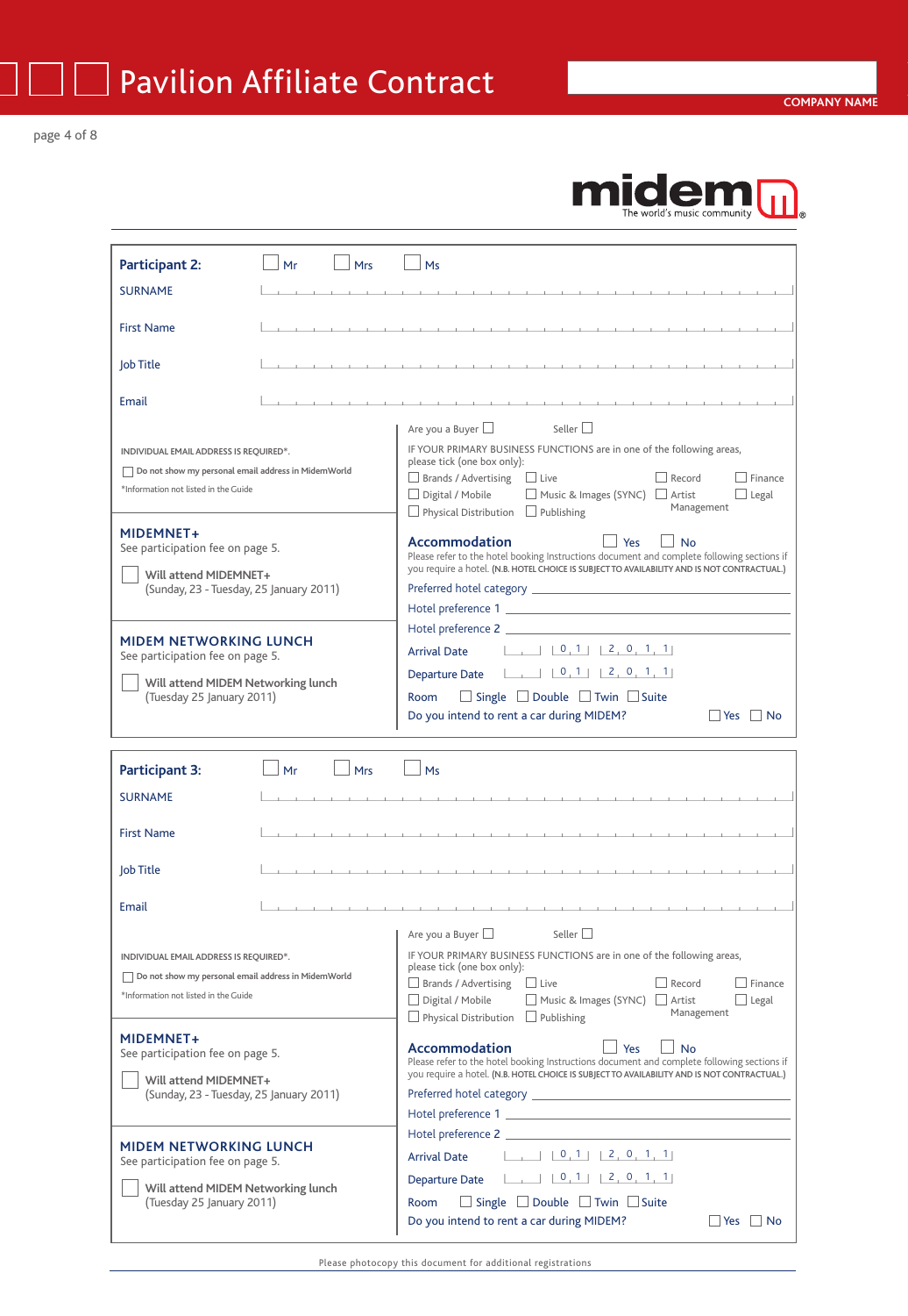# Pavilion Affiliate Contract

COMPANY NAME

midem — The world's music community

## Participant 2:

☐ Mr ☐ Mrs ☐ Ms

SURNAME

First Name

Job Title

Email

INDIVIDUAL EMAIL ADDRESS IS REQUIRED*.

☐ Do not show my personal email address in MidemWorld

*Information not listed in the Guide

Are you a Buyer ☐ Seller ☐

IF YOUR PRIMARY BUSINESS FUNCTIONS are in one of the following areas, please tick (one box only):

☐ Brands / Advertising ☐ Live ☐ Record ☐ Finance
☐ Digital / Mobile ☐ Music & Images (SYNC) ☐ Artist Management ☐ Legal
☐ Physical Distribution ☐ Publishing

### MIDEMNET+

See participation fee on page 5.

☐ Will attend MIDEMNET+
(Sunday, 23 - Tuesday, 25 January 2011)

### MIDEM NETWORKING LUNCH

See participation fee on page 5.

☐ Will attend MIDEM Networking lunch
(Tuesday 25 January 2011)

### Accommodation

☐ Yes ☐ No

Please refer to the hotel booking Instructions document and complete following sections if you require a hotel. (N.B. HOTEL CHOICE IS SUBJECT TO AVAILABILITY AND IS NOT CONTRACTUAL.)

Preferred hotel category

Hotel preference 1

Hotel preference 2

Arrival Date __ / 01 / 2011

Departure Date __ / 01 / 2011

Room ☐ Single ☐ Double ☐ Twin ☐ Suite

Do you intend to rent a car during MIDEM? ☐ Yes ☐ No

## Participant 3:

☐ Mr ☐ Mrs ☐ Ms

SURNAME

First Name

Job Title

Email

INDIVIDUAL EMAIL ADDRESS IS REQUIRED*.

☐ Do not show my personal email address in MidemWorld

*Information not listed in the Guide

Are you a Buyer ☐ Seller ☐

IF YOUR PRIMARY BUSINESS FUNCTIONS are in one of the following areas, please tick (one box only):

☐ Brands / Advertising ☐ Live ☐ Record ☐ Finance
☐ Digital / Mobile ☐ Music & Images (SYNC) ☐ Artist Management ☐ Legal
☐ Physical Distribution ☐ Publishing

### MIDEMNET+

See participation fee on page 5.

☐ Will attend MIDEMNET+
(Sunday, 23 - Tuesday, 25 January 2011)

### MIDEM NETWORKING LUNCH

See participation fee on page 5.

☐ Will attend MIDEM Networking lunch
(Tuesday 25 January 2011)

### Accommodation

☐ Yes ☐ No

Please refer to the hotel booking Instructions document and complete following sections if you require a hotel. (N.B. HOTEL CHOICE IS SUBJECT TO AVAILABILITY AND IS NOT CONTRACTUAL.)

Preferred hotel category

Hotel preference 1

Hotel preference 2

Arrival Date __ / 01 / 2011

Departure Date __ / 01 / 2011

Room ☐ Single ☐ Double ☐ Twin ☐ Suite

Do you intend to rent a car during MIDEM? ☐ Yes ☐ No

Please photocopy this document for additional registrations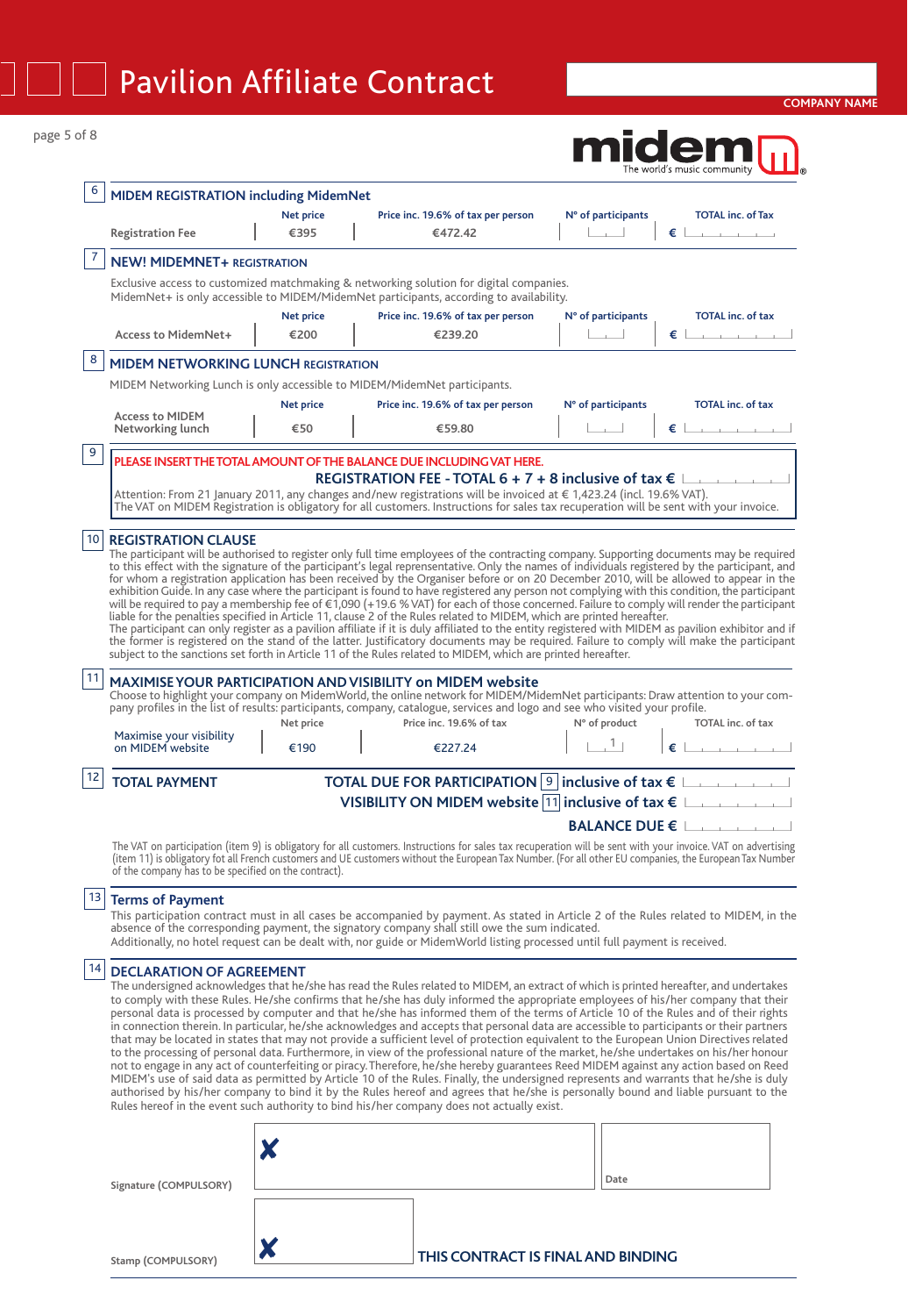# Pavilion Affiliate Contract

COMPANY NAME

## 6 MIDEM REGISTRATION including MidemNet

| | Net price | Price inc. 19.6% of tax per person | N° of participants | TOTAL inc. of Tax |
|---|---|---|---|---|
| Registration Fee | €395 | €472.42 | | € |

## 7 NEW! MIDEMNET+ REGISTRATION

Exclusive access to customized matchmaking & networking solution for digital companies.
MidemNet+ is only accessible to MIDEM/MidemNet participants, according to availability.

| | Net price | Price inc. 19.6% of tax per person | N° of participants | TOTAL inc. of tax |
|---|---|---|---|---|
| Access to MidemNet+ | €200 | €239.20 | | € |

## 8 MIDEM NETWORKING LUNCH REGISTRATION

MIDEM Networking Lunch is only accessible to MIDEM/MidemNet participants.

| | Net price | Price inc. 19.6% of tax per person | N° of participants | TOTAL inc. of tax |
|---|---|---|---|---|
| Access to MIDEM Networking lunch | €50 | €59.80 | | € |

## 9

PLEASE INSERT THE TOTAL AMOUNT OF THE BALANCE DUE INCLUDING VAT HERE.

**REGISTRATION FEE - TOTAL 6 + 7 + 8 inclusive of tax €**

Attention: From 21 January 2011, any changes and/new registrations will be invoiced at € 1,423.24 (incl. 19.6% VAT).
The VAT on MIDEM Registration is obligatory for all customers. Instructions for sales tax recuperation will be sent with your invoice.

## 10 REGISTRATION CLAUSE

The participant will be authorised to register only full time employees of the contracting company. Supporting documents may be required to this effect with the signature of the participant's legal representative. Only the names of individuals registered by the participant, and for whom a registration application has been received by the Organiser before or on 20 December 2010, will be allowed to appear in the exhibition Guide. In any case where the participant is found to have registered any person not complying with this condition, the participant will be required to pay a membership fee of €1,090 (+19.6 % VAT) for each of those concerned. Failure to comply will render the participant liable for the penalties specified in Article 11, clause 2 of the Rules related to MIDEM, which are printed hereafter.
The participant can only register as a pavilion affiliate if it is duly affiliated to the entity registered with MIDEM as pavilion exhibitor and if the former is registered on the stand of the latter. Justificatory documents may be required. Failure to comply will make the participant subject to the sanctions set forth in Article 11 of the Rules related to MIDEM, which are printed hereafter.

## 11 MAXIMISE YOUR PARTICIPATION AND VISIBILITY on MIDEM website

Choose to highlight your company on MidemWorld, the online network for MIDEM/MidemNet participants: Draw attention to your company profiles in the list of results: participants, company, catalogue, services and logo and see who visited your profile.

| | Net price | Price inc. 19.6% of tax | N° of product | TOTAL inc. of tax |
|---|---|---|---|---|
| Maximise your visibility on MIDEM website | €190 | €227.24 | 1 | € |

## 12 TOTAL PAYMENT

**TOTAL DUE FOR PARTICIPATION 9 inclusive of tax €**

**VISIBILITY ON MIDEM website 11 inclusive of tax €**

**BALANCE DUE €**

The VAT on participation (item 9) is obligatory for all customers. Instructions for sales tax recuperation will be sent with your invoice. VAT on advertising (item 11) is obligatory for all French customers and UE customers without the European Tax Number. (For all other EU companies, the European Tax Number of the company has to be specified on the contract).

## 13 Terms of Payment

This participation contract must in all cases be accompanied by payment. As stated in Article 2 of the Rules related to MIDEM, in the absence of the corresponding payment, the signatory company shall still owe the sum indicated.
Additionally, no hotel request can be dealt with, nor guide or MidemWorld listing processed until full payment is received.

## 14 DECLARATION OF AGREEMENT

The undersigned acknowledges that he/she has read the Rules related to MIDEM, an extract of which is printed hereafter, and undertakes to comply with these Rules. He/she confirms that he/she has duly informed the appropriate employees of his/her company that their personal data is processed by computer and that he/she has informed them of the terms of Article 10 of the Rules and of their rights in connection therein. In particular, he/she acknowledges and accepts that personal data are accessible to participants or their partners that may be located in states that do not provide a sufficient level of protection equivalent to the European Union Directives related to the processing of personal data. Furthermore, in view of the professional nature of the market, he/she undertakes on his/her honour not to engage in any act of counterfeiting or piracy. Therefore, he/she hereby guarantees Reed MIDEM against any action based on Reed MIDEM's use of said data as permitted by Article 10 of the Rules. Finally, the undersigned represents and warrants that he/she is duly authorised by his/her company to bind it by the Rules hereof and agrees that he/she is personally bound and liable pursuant to the Rules hereof in the event such authority to bind his/her company does not actually exist.

Signature (COMPULSORY) ✗ Date

Stamp (COMPULSORY) ✗

**THIS CONTRACT IS FINAL AND BINDING**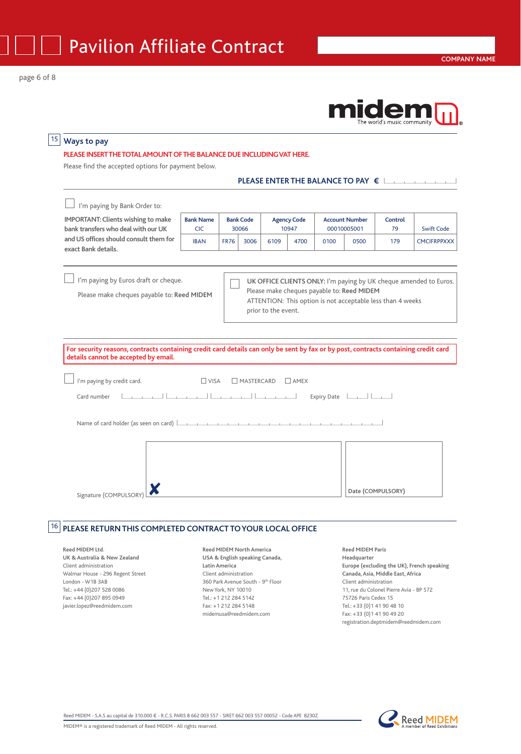# Pavilion Affiliate Contract

COMPANY NAME

## 15 Ways to pay

**PLEASE INSERT THE TOTAL AMOUNT OF THE BALANCE DUE INCLUDING VAT HERE.**

Please find the accepted options for payment below.

**PLEASE ENTER THE BALANCE TO PAY €** ____________

☐ I'm paying by Bank Order to:

**IMPORTANT: Clients wishing to make bank transfers who deal with our UK and US offices should consult them for exact Bank details.**

| Bank Name | Bank Code | | Agency Code | | Account Number | | Control | Swift Code |
|---|---|---|---|---|---|---|---|---|
| CIC | 30066 | | 10947 | | 00010005001 | | 79 | |
| IBAN | FR76 | 3006 | 6109 | 4700 | 0100 | 0500 | 179 | CMCIFRPPXXX |

☐ I'm paying by Euros draft or cheque.

Please make cheques payable to: **Reed MIDEM**

☐ **UK OFFICE CLIENTS ONLY:** I'm paying by UK cheque amended to Euros.
Please make cheques payable to: **Reed MIDEM**
ATTENTION: This option is not acceptable less than 4 weeks prior to the event.

**For security reasons, contracts containing credit card details can only be sent by fax or by post, contracts containing credit card details cannot be accepted by email.**

☐ I'm paying by credit card. ☐ VISA ☐ MASTERCARD ☐ AMEX

Card number ____ ____ ____ ____ Expiry Date __ __

Name of card holder (as seen on card) ____________

Signature (COMPULSORY) ✘ ____________

**Date (COMPULSORY)** ____________

## 16 PLEASE RETURN THIS COMPLETED CONTRACT TO YOUR LOCAL OFFICE

**Reed MIDEM Ltd.**
**UK & Australia & New Zealand**
Client administration
Walmar House - 296 Regent Street
London - W1B 3AB
Tel.: +44 (0)207 528 0086
Fax: +44 (0)207 895 0949
javier.lopez@reedmidem.com

**Reed MIDEM North America**
**USA & English speaking Canada, Latin America**
Client administration
360 Park Avenue South - 9th Floor
New York, NY 10010
Tel.: +1 212 284 5142
Fax: +1 212 284 5148
midemusa@reedmidem.com

**Reed MIDEM Paris**
**Headquarter**
**Europe (excluding the UK), French speaking Canada, Asia, Middle East, Africa**
Client administration
11, rue du Colonel Pierre Avia - BP 572
75726 Paris Cedex 15
Tel.: +33 (0)1 41 90 48 10
Fax: +33 (0)1 41 90 49 20
registration.deptmidem@reedmidem.com

Reed MIDEM - S.A.S au capital de 310.000 € - R.C.S. PARIS B 662 003 557 - SIRET 662 003 557 00052 - Code APE 8230Z

MIDEM® is a registered trademark of Reed MIDEM - All rights reserved.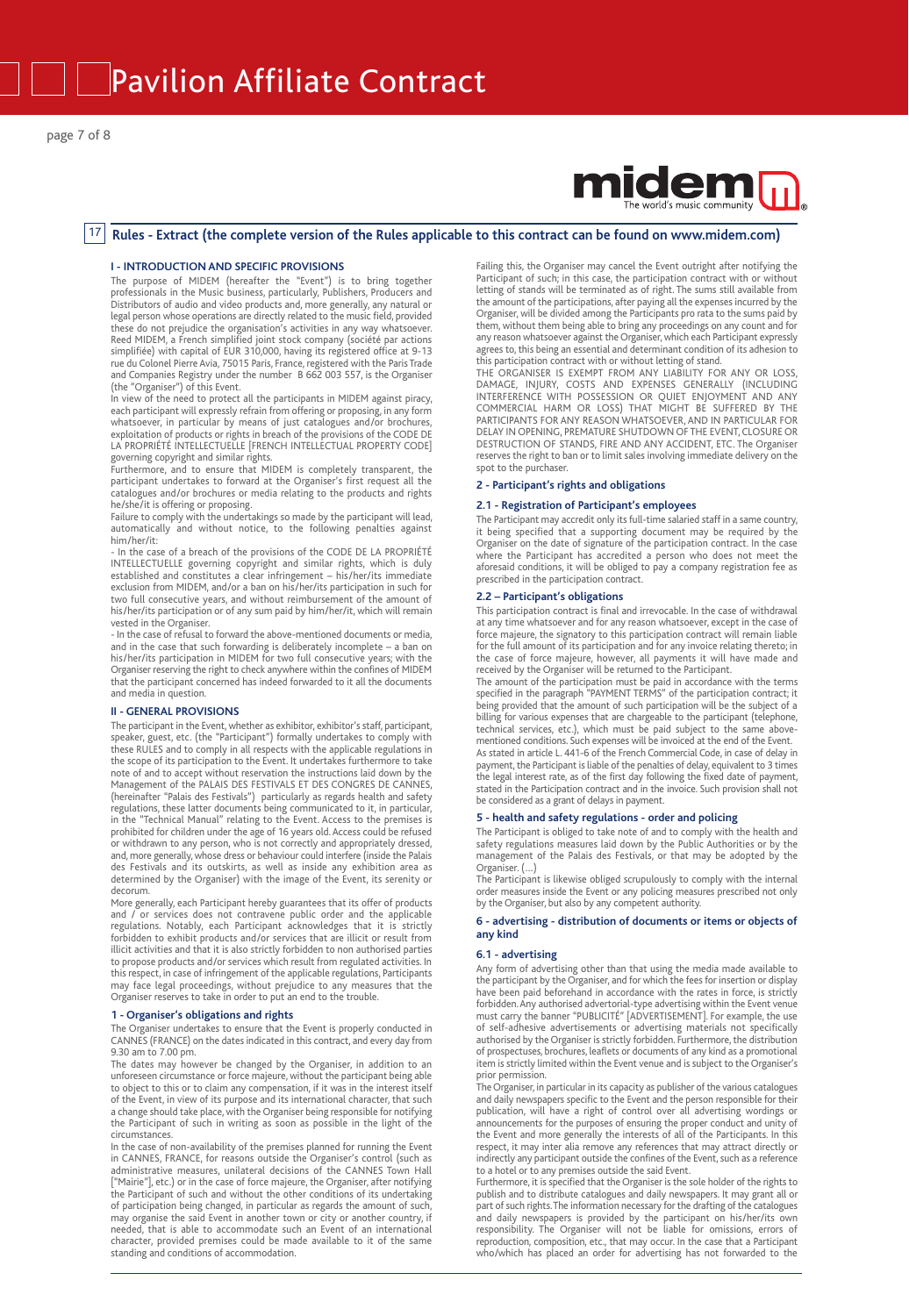## 17 Rules - Extract (the complete version of the Rules applicable to this contract can be found on www.midem.com)

### I - INTRODUCTION AND SPECIFIC PROVISIONS

The purpose of MIDEM (hereafter the "Event") is to bring together professionals in the Music business, particularly, Publishers, Producers and Distributors of audio and video products and, more generally, any natural or legal person whose operations are directly related to the music field, provided these do not prejudice the organisation's activities in any way whatsoever. Reed MIDEM, a French simplified joint stock company (société par actions simplifiée) with capital of EUR 310,000, having its registered office at 9-13 rue du Colonel Pierre Avia, 75015 Paris, France, registered with the Paris Trade and Companies Registry under the number B 662 003 557, is the Organiser (the "Organiser") of this Event.

In view of the need to protect all the participants in MIDEM against piracy, each participant will expressly refrain from offering or proposing, in any form whatsoever, in particular by means of just catalogues and/or brochures, exploitation of products or rights in breach of the provisions of the CODE DE LA PROPRIÉTÉ INTELLECTUELLE [FRENCH INTELLECTUAL PROPERTY CODE] governing copyright and similar rights.

Furthermore, and to ensure that MIDEM is completely transparent, the participant undertakes to forward at the Organiser's first request all the catalogues and/or brochures or media relating to the products and rights he/she/it is offering or proposing.

Failure to comply with the undertakings so made by the participant will lead, automatically and without notice, to the following penalties against him/her/it:

- In the case of a breach of the provisions of the CODE DE LA PROPRIÉTÉ INTELLECTUELLE governing copyright and similar rights, which is duly established and constitutes a clear infringement – his/her/its immediate exclusion from MIDEM, and/or a ban on his/her/its participation in such for two full consecutive years, and without reimbursement of the amount of his/her/its participation or of any sum paid by him/her/it, which will remain vested in the Organiser.
- In the case of refusal to forward the above-mentioned documents or media, and in the case that such forwarding is deliberately incomplete – a ban on his/her/its participation in MIDEM for two full consecutive years; with the Organiser reserving the right to check anywhere within the confines of MIDEM that the participant concerned has indeed forwarded to it all the documents and media in question.

### II - GENERAL PROVISIONS

The participant in the Event, whether as exhibitor, exhibitor's staff, participant, speaker, guest, etc. (the "Participant") formally undertakes to comply with these RULES and to comply in all respects with the applicable regulations in the scope of its participation to the Event. It undertakes furthermore to take note of and to accept without reservation the instructions laid down by the Management of the PALAIS DES FESTIVALS ET DES CONGRES DE CANNES, (hereinafter "Palais des Festivals") particularly as regards health and safety regulations, these latter documents being communicated to it, in particular, in the "Technical Manual" relating to the Event. Access to the premises is prohibited for children under the age of 16 years old. Access could be refused or withdrawn to any person, who is not correctly and appropriately dressed, and, more generally, whose dress or behaviour could interfere (inside the Palais des Festivals and its outskirts, as well as inside any exhibition area as determined by the Organiser) with the image of the Event, its serenity or decorum.

More generally, each Participant hereby guarantees that its offer of products and / or services does not contravene public order and the applicable regulations. Notably, each Participant acknowledges that it is strictly forbidden to exhibit products and/or services that are illicit or result from illicit activities and that it is also strictly forbidden to non authorised parties to propose products and/or services which result from regulated activities. In this respect, in case of infringement of the applicable regulations, Participants may face legal proceedings, without prejudice to any measures that the Organiser reserves to take in order to put an end to the trouble.

#### 1 - Organiser's obligations and rights

The Organiser undertakes to ensure that the Event is properly conducted in CANNES (FRANCE) on the dates indicated in this contract, and every day from 9.30 am to 7.00 pm.

The dates may however be changed by the Organiser, in addition to an unforeseen circumstance or force majeure, without the participant being able to object to this or to claim any compensation, if it was in the interest itself of the Event, in view of its purpose and its international character, that such a change should take place, with the Organiser being responsible for notifying the Participant of such in writing as soon as possible in the light of the circumstances.

In the case of non-availability of the premises planned for running the Event in CANNES, FRANCE, for reasons outside the Organiser's control (such as administrative measures, unilateral decisions of the CANNES Town Hall ["Mairie"], etc.) or in the case of force majeure, the Organiser, after notifying the Participant of such and without the other conditions of its undertaking of participation being changed, in particular as regards the amount of such, may organise the said Event in another town or city or another country, if needed, that is able to accommodate such an Event of an international character, provided premises could be made available to it of the same standing and conditions of accommodation.

Failing this, the Organiser may cancel the Event outright after notifying the Participant of such; in this case, the participation contract with or without letting of stands will be terminated as of right. The sums still available from the amount of the participations, after paying all the expenses incurred by the Organiser, will be divided among the Participants pro rata to the sums paid by them, without them being able to bring any proceedings on any count and for any reason whatsoever against the Organiser, which each Participant expressly agrees to, this being an essential and determinant condition of its adhesion to this participation contract with or without letting of stand.

THE ORGANISER IS EXEMPT FROM ANY LIABILITY FOR ANY OR LOSS, DAMAGE, INJURY, COSTS AND EXPENSES GENERALLY (INCLUDING INTERFERENCE WITH POSSESSION OR QUIET ENJOYMENT AND ANY COMMERCIAL HARM OR LOSS) THAT MIGHT BE SUFFERED BY THE PARTICIPANTS FOR ANY REASON WHATSOEVER, AND IN PARTICULAR FOR DELAY IN OPENING, PREMATURE SHUTDOWN OF THE EVENT, CLOSURE OR DESTRUCTION OF STANDS, FIRE AND ANY ACCIDENT, ETC. The Organiser reserves the right to ban or to limit sales involving immediate delivery on the spot to the purchaser.

#### 2 - Participant's rights and obligations

##### 2.1 - Registration of Participant's employees

The Participant may accredit only its full-time salaried staff in a same country, it being specified that a supporting document may be required by the Organiser on the date of signature of the participation contract. In the case where the Participant has accredited a person who does not meet the aforesaid conditions, it will be obliged to pay a company registration fee as prescribed in the participation contract.

##### 2.2 – Participant's obligations

This participation contract is final and irrevocable. In the case of withdrawal at any time whatsoever and for any reason whatsoever, except in the case of force majeure, the signatory to this participation contract will remain liable for the full amount of its participation and for any invoice relating thereto; in the case of force majeure, however, all payments it will have made and received by the Organiser will be returned to the Participant.

The amount of the participation must be paid in accordance with the terms specified in the paragraph "PAYMENT TERMS" of the participation contract; it being provided that the amount of such participation will be the subject of a billing for various expenses that are chargeable to the participant (telephone, technical services, etc.), which must be paid subject to the same above-mentioned conditions. Such expenses will be invoiced at the end of the Event.

As stated in article L. 441-6 of the French Commercial Code, in case of delay in payment, the Participant is liable of the penalties of delay, equivalent to 3 times the legal interest rate, as of the first day following the fixed date of payment, stated in the Participation contract and in the invoice. Such provision shall not be considered as a grant of delays in payment.

#### 5 - health and safety regulations - order and policing

The Participant is obliged to take note of and to comply with the health and safety regulations measures laid down by the Public Authorities or by the management of the Palais des Festivals, or that may be adopted by the Organiser. (...)

The Participant is likewise obliged scrupulously to comply with the internal order measures inside the Event or any policing measures prescribed not only by the Organiser, but also by any competent authority.

#### 6 - advertising - distribution of documents or items or objects of any kind

##### 6.1 - advertising

Any form of advertising other than that using the media made available to the participant by the Organiser, and for which the fees for insertion or display have been paid beforehand in accordance with the rates in force, is strictly forbidden. Any authorised advertorial-type advertising within the Event venue must carry the banner "PUBLICITÉ" [ADVERTISEMENT]. For example, the use of self-adhesive advertisements or advertising materials not specifically authorised by the Organiser is strictly forbidden. Furthermore, the distribution of prospectuses, brochures, leaflets or documents of any kind as a promotional item is strictly limited within the Event venue and is subject to the Organiser's prior permission.

The Organiser, in particular in its capacity as publisher of the various catalogues and daily newspapers specific to the Event and the person responsible for their publication, will have a right of control over all advertising wordings or announcements for the purposes of ensuring the proper conduct and unity of the Event and more generally the interests of all of the Participants. In this respect, it may inter alia remove any references that may attract directly or indirectly any participant outside the confines of the Event, such as a reference to a hotel or to any premises outside the said Event.

Furthermore, it is specified that the Organiser is the sole holder of the rights to publish and to distribute catalogues and daily newspapers. It may grant all or part of such rights. The information necessary for the drafting of the catalogues and daily newspapers is provided by the participant on his/her/its own responsibility. The Organiser will not be liable for omissions, errors of reproduction, composition, etc., that may occur. In the case that a Participant who/which has placed an order for advertising has not forwarded to the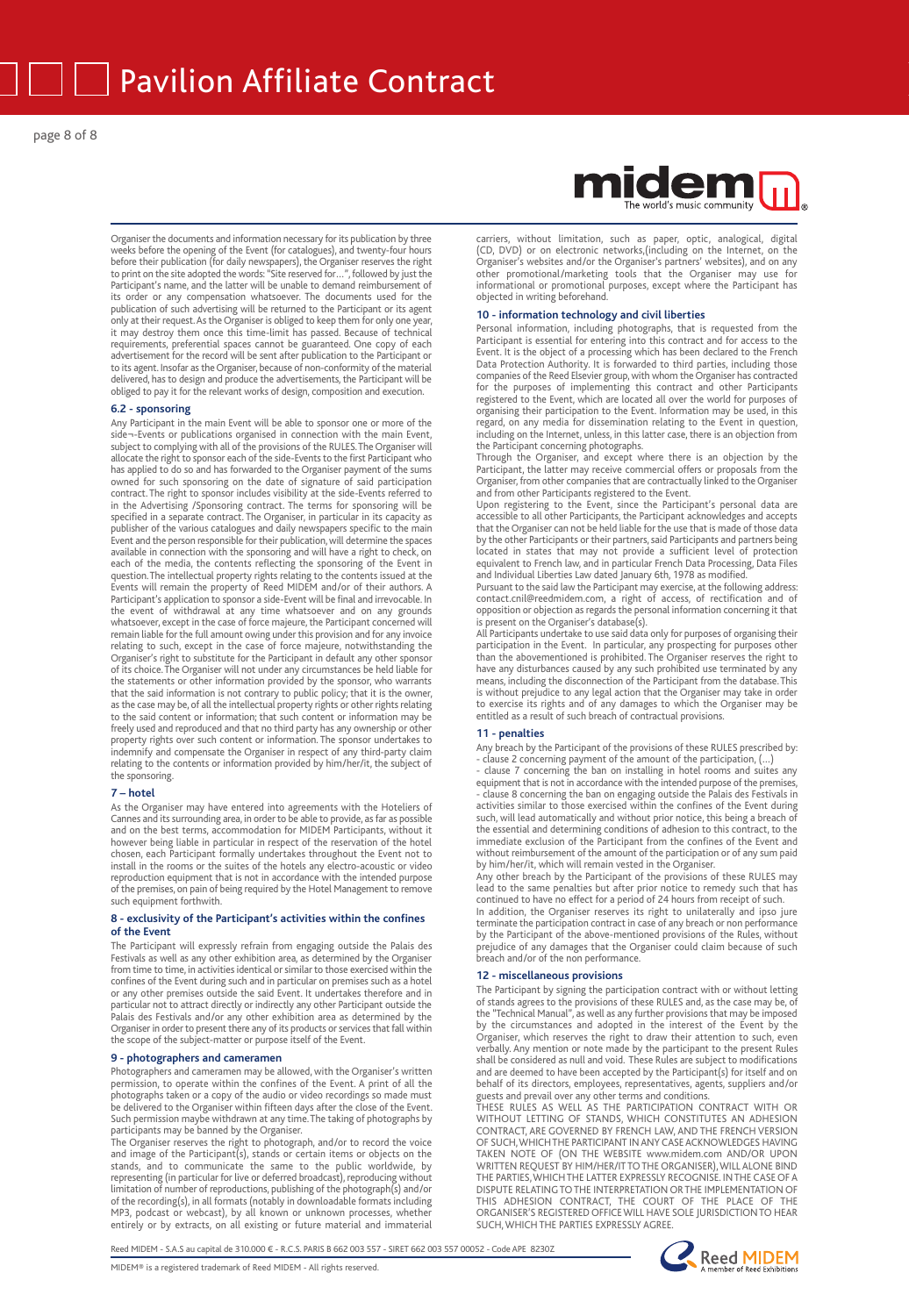Organiser the documents and information necessary for its publication by three weeks before the opening of the Event (for catalogues), and twenty-four hours before their publication (for daily newspapers), the Organiser reserves the right to print on the site adopted the words: "Site reserved for…", followed by just the Participant's name, and the latter will be unable to demand reimbursement of its order or any compensation whatsoever. The documents used for the publication of such advertising will be returned to the Participant or its agent only at their request. As the Organiser is obliged to keep them for only one year, it may destroy them once this time-limit has passed. Because of technical requirements, preferential spaces cannot be guaranteed. One copy of each advertisement for the record will be sent after publication to the Participant or to its agent. Insofar as the Organiser, because of non-conformity of the material delivered, has to design and produce the advertisements, the Participant will be obliged to pay it for the relevant works of design, composition and execution.

### 6.2 - sponsoring

Any Participant in the main Event will be able to sponsor one or more of the side¬-Events or publications organised in connection with the main Event, subject to complying with all of the provisions of the RULES. The Organiser will allocate the right to sponsor each of the side-Events to the first Participant who has applied to do so and has forwarded to the Organiser payment of the sums owned for such sponsoring on the date of signature of said participation contract. The right to sponsor includes visibility at the side-Events referred to in the Advertising /Sponsoring contract. The terms for sponsoring will be specified in a separate contract. The Organiser, in particular in its capacity as publisher of the various catalogues and daily newspapers specific to the main Event and the person responsible for their publication, will determine the spaces available in connection with the sponsoring and will have a right to check, on each of the media, the contents reflecting the sponsoring of the Event in question. The intellectual property rights relating to the contents issued at the Events will remain the property of Reed MIDEM and/or of their authors. A Participant's application to sponsor a side-Event will be final and irrevocable. In the event of withdrawal at any time whatsoever and on any grounds whatsoever, except in the case of force majeure, the Participant concerned will remain liable for the full amount owing under this provision and for any invoice relating to such, except in the case of force majeure, notwithstanding the Organiser's right to substitute for the Participant in default any other sponsor of its choice. The Organiser will not under any circumstances be held liable for the statements or other information provided by the sponsor, who warrants that the said information is not contrary to public policy; that it is the owner, as the case may be, of all the intellectual property rights or other rights relating to the said content or information; that such content or information may be freely used and reproduced and that no third party has any ownership or other property rights over such content or information. The sponsor undertakes to indemnify and compensate the Organiser in respect of any third-party claim relating to the contents or information provided by him/her/it, the subject of the sponsoring.

## 7 – hotel

As the Organiser may have entered into agreements with the Hoteliers of Cannes and its surrounding area, in order to be able to provide, as far as possible and on the best terms, accommodation for MIDEM Participants, without it however being liable in particular in respect of the reservation of the hotel chosen, each Participant formally undertakes throughout the Event not to install in the rooms or the suites of the hotels any electro-acoustic or video reproduction equipment that is not in accordance with the intended purpose of the premises, on pain of being required by the Hotel Management to remove such equipment forthwith.

## 8 - exclusivity of the Participant's activities within the confines of the Event

The Participant will expressly refrain from engaging outside the Palais des Festivals as well as any other exhibition area, as determined by the Organiser from time to time, in activities identical or similar to those exercised within the confines of the Event during such and in particular on premises such as a hotel or any other premises outside the said Event. It undertakes therefore and in particular not to attract directly or indirectly any other Participant outside the Palais des Festivals and/or any other exhibition area as determined by the Organiser in order to present there any of its products or services that fall within the scope of the subject-matter or purpose itself of the Event.

## 9 - photographers and cameramen

Photographers and cameramen may be allowed, with the Organiser's written permission, to operate within the confines of the Event. A print of all the photographs taken or a copy of the audio or video recordings so made must be delivered to the Organiser within fifteen days after the close of the Event. Such permission maybe withdrawn at any time. The taking of photographs by participants may be banned by the Organiser.

The Organiser reserves the right to photograph, and/or to record the voice and image of the Participant(s), stands or certain items or objects on the stands, and to communicate the same to the public worldwide, by representing (in particular for live or deferred broadcast), reproducing without limitation of number of reproductions, publishing of the photograph(s) and/or of the recording(s), in all formats (notably in downloadable formats including MP3, podcast or webcast), by all known or unknown processes, whether entirely or by extracts, on all existing or future material and immaterial carriers, without limitation, such as paper, optic, analogical, digital (CD, DVD) or on electronic networks,(including on the Internet, on the Organiser's websites and/or the Organiser's partners' websites), and on any other promotional/marketing tools that the Organiser may use for informational or promotional purposes, except where the Participant has objected in writing beforehand.

## 10 - information technology and civil liberties

Personal information, including photographs, that is requested from the Participant is essential for entering into this contract and for access to the Event. It is the object of a processing which has been declared to the French Data Protection Authority. It is forwarded to third parties, including those companies of the Reed Elsevier group, with whom the Organiser has contracted for the purposes of implementing this contract and other Participants registered to the Event, which are located all over the world for purposes of organising their participation to the Event. Information may be used, in this regard, on any media for dissemination relating to the Event in question, including on the Internet, unless, in this latter case, there is an objection from the Participant concerning photographs.

Through the Organiser, and except where there is an objection by the Participant, the latter may receive commercial offers or proposals from the Organiser, from other companies that are contractually linked to the Organiser and from other Participants registered to the Event.

Upon registering to the Event, since the Participant's personal data are accessible to all other Participants, the Participant acknowledges and accepts that the Organiser can not be held liable for the use that is made of those data by the other Participants or their partners, said Participants and partners being located in states that may not provide a sufficient level of protection equivalent to French law, and in particular French Data Processing, Data Files and Individual Liberties Law dated January 6th, 1978 as modified.

Pursuant to the said law the Participant may exercise, at the following address: contact.cnil@reedmidem.com, a right of access, of rectification and of opposition or objection as regards the personal information concerning it that is present on the Organiser's database(s).

All Participants undertake to use said data only for purposes of organising their participation in the Event. In particular, any prospecting for purposes other than the abovementioned is prohibited. The Organiser reserves the right to have any disturbances caused by any such prohibited use terminated by any means, including the disconnection of the Participant from the database. This is without prejudice to any legal action that the Organiser may take in order to exercise its rights and of any damages to which the Organiser may be entitled as a result of such breach of contractual provisions.

## 11 - penalties

Any breach by the Participant of the provisions of these RULES prescribed by:
- clause 2 concerning payment of the amount of the participation, (…)
- clause 7 concerning the ban on installing in hotel rooms and suites any equipment that is not in accordance with the intended purpose of the premises,
- clause 8 concerning the ban on engaging outside the Palais des Festivals in activities similar to those exercised within the confines of the Event during such, will lead automatically and without prior notice, this being a breach of the essential and determining conditions of adhesion to this contract, to the immediate exclusion of the Participant from the confines of the Event and without reimbursement of the amount of the participation or of any sum paid by him/her/it, which will remain vested in the Organiser.

Any other breach by the Participant of the provisions of these RULES may lead to the same penalties but after prior notice to remedy such that has continued to have no effect for a period of 24 hours from receipt of such.

In addition, the Organiser reserves its right to unilaterally and ipso jure terminate the participation contract in case of any breach or non performance by the Participant of the above-mentioned provisions of the Rules, without prejudice of any damages that the Organiser could claim because of such breach and/or of the non performance.

## 12 - miscellaneous provisions

The Participant by signing the participation contract with or without letting of stands agrees to the provisions of these RULES and, as the case may be, of the "Technical Manual", as well as any further provisions that may be imposed by the circumstances and adopted in the interest of the Event by the Organiser, which reserves the right to draw their attention to such, even verbally. Any mention or note made by the participant to the present Rules shall be considered as null and void. These Rules are subject to modifications and are deemed to have been accepted by the Participant(s) for itself and on behalf of its directors, employees, representatives, agents, suppliers and/or guests and prevail over any other terms and conditions.

THESE RULES AS WELL AS THE PARTICIPATION CONTRACT WITH OR WITHOUT LETTING OF STANDS, WHICH CONSTITUTES AN ADHESION CONTRACT, ARE GOVERNED BY FRENCH LAW, AND THE FRENCH VERSION OF SUCH, WHICH THE PARTICIPANT IN ANY CASE ACKNOWLEDGES HAVING TAKEN NOTE OF (ON THE WEBSITE www.midem.com AND/OR UPON WRITTEN REQUEST BY HIM/HER/IT TO THE ORGANISER), WILL ALONE BIND THE PARTIES, WHICH THE LATTER EXPRESSLY RECOGNISE. IN THE CASE OF A DISPUTE RELATING TO THE INTERPRETATION OR THE IMPLEMENTATION OF THIS ADHESION CONTRACT, THE COURT OF THE PLACE OF THE ORGANISER'S REGISTERED OFFICE WILL HAVE SOLE JURISDICTION TO HEAR SUCH, WHICH THE PARTIES EXPRESSLY AGREE.

Reed MIDEM - S.A.S au capital de 310.000 € - R.C.S. PARIS B 662 003 557 - SIRET 662 003 557 00052 - Code APE 8230Z

MIDEM® is a registered trademark of Reed MIDEM - All rights reserved.